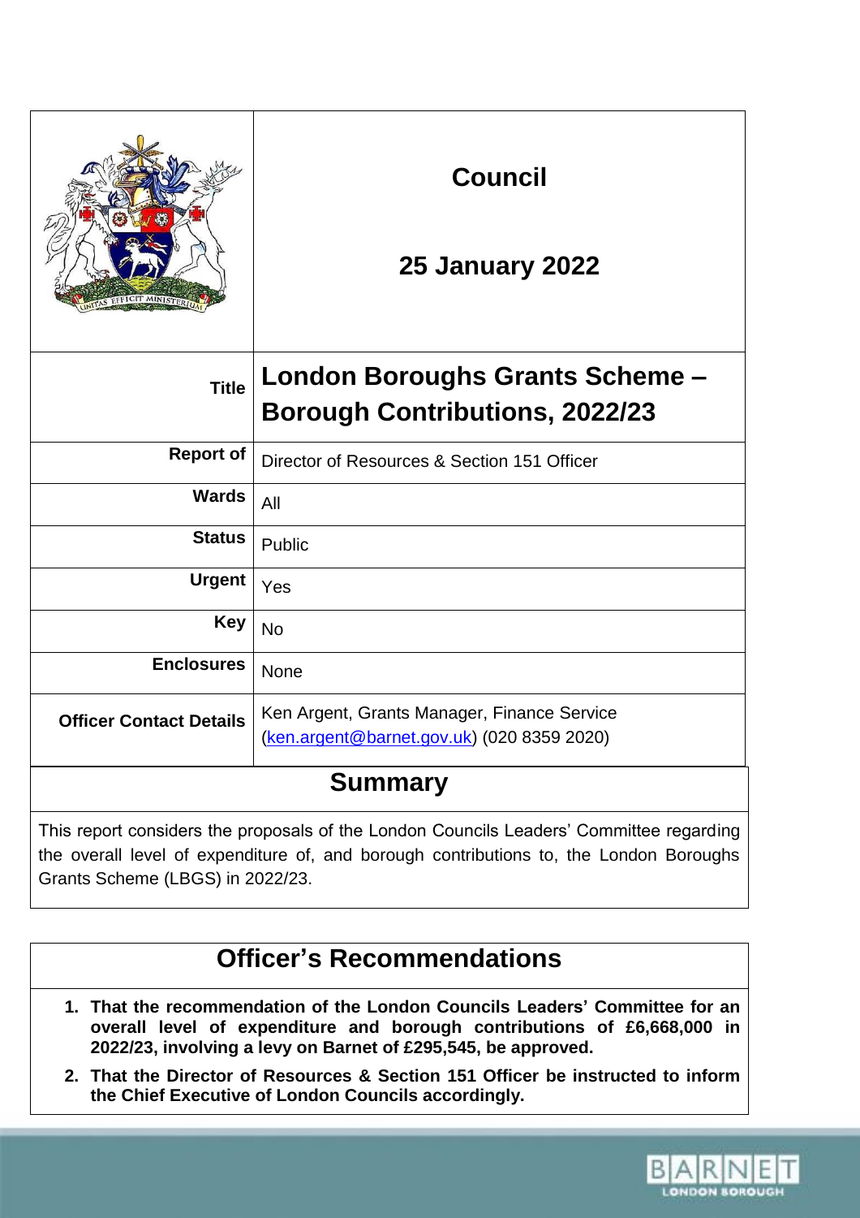| | Council<br><br>25 January 2022 |
|---|---|
| **Title** | **London Boroughs Grants Scheme – Borough Contributions, 2022/23** |
| **Report of** | Director of Resources & Section 151 Officer |
| **Wards** | All |
| **Status** | Public |
| **Urgent** | Yes |
| **Key** | No |
| **Enclosures** | None |
| **Officer Contact Details** | Ken Argent, Grants Manager, Finance Service (ken.argent@barnet.gov.uk) (020 8359 2020) |

## Summary

This report considers the proposals of the London Councils Leaders' Committee regarding the overall level of expenditure of, and borough contributions to, the London Boroughs Grants Scheme (LBGS) in 2022/23.

## Officer's Recommendations

1. **That the recommendation of the London Councils Leaders' Committee for an overall level of expenditure and borough contributions of £6,668,000 in 2022/23, involving a levy on Barnet of £295,545, be approved.**
2. **That the Director of Resources & Section 151 Officer be instructed to inform the Chief Executive of London Councils accordingly.**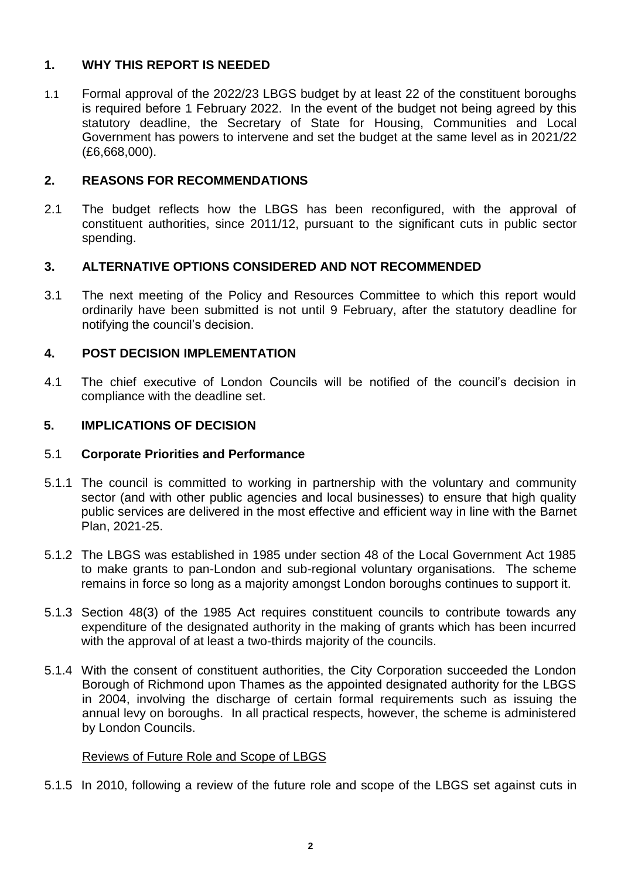## 1. WHY THIS REPORT IS NEEDED

1.1 Formal approval of the 2022/23 LBGS budget by at least 22 of the constituent boroughs is required before 1 February 2022. In the event of the budget not being agreed by this statutory deadline, the Secretary of State for Housing, Communities and Local Government has powers to intervene and set the budget at the same level as in 2021/22 (£6,668,000).

## 2. REASONS FOR RECOMMENDATIONS

2.1 The budget reflects how the LBGS has been reconfigured, with the approval of constituent authorities, since 2011/12, pursuant to the significant cuts in public sector spending.

## 3. ALTERNATIVE OPTIONS CONSIDERED AND NOT RECOMMENDED

3.1 The next meeting of the Policy and Resources Committee to which this report would ordinarily have been submitted is not until 9 February, after the statutory deadline for notifying the council's decision.

## 4. POST DECISION IMPLEMENTATION

4.1 The chief executive of London Councils will be notified of the council's decision in compliance with the deadline set.

## 5. IMPLICATIONS OF DECISION

### 5.1 Corporate Priorities and Performance

5.1.1 The council is committed to working in partnership with the voluntary and community sector (and with other public agencies and local businesses) to ensure that high quality public services are delivered in the most effective and efficient way in line with the Barnet Plan, 2021-25.

5.1.2 The LBGS was established in 1985 under section 48 of the Local Government Act 1985 to make grants to pan-London and sub-regional voluntary organisations. The scheme remains in force so long as a majority amongst London boroughs continues to support it.

5.1.3 Section 48(3) of the 1985 Act requires constituent councils to contribute towards any expenditure of the designated authority in the making of grants which has been incurred with the approval of at least a two-thirds majority of the councils.

5.1.4 With the consent of constituent authorities, the City Corporation succeeded the London Borough of Richmond upon Thames as the appointed designated authority for the LBGS in 2004, involving the discharge of certain formal requirements such as issuing the annual levy on boroughs. In all practical respects, however, the scheme is administered by London Councils.

Reviews of Future Role and Scope of LBGS

5.1.5 In 2010, following a review of the future role and scope of the LBGS set against cuts in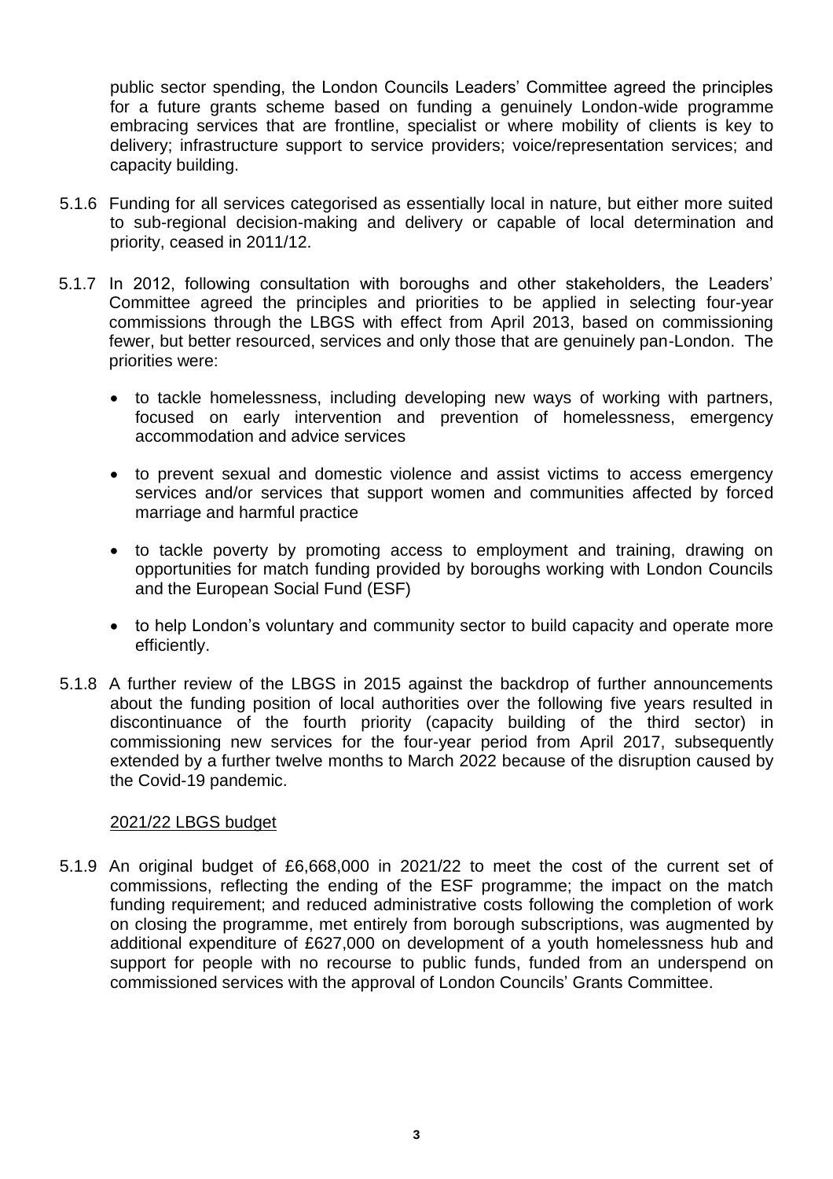public sector spending, the London Councils Leaders' Committee agreed the principles for a future grants scheme based on funding a genuinely London-wide programme embracing services that are frontline, specialist or where mobility of clients is key to delivery; infrastructure support to service providers; voice/representation services; and capacity building.

5.1.6 Funding for all services categorised as essentially local in nature, but either more suited to sub-regional decision-making and delivery or capable of local determination and priority, ceased in 2011/12.

5.1.7 In 2012, following consultation with boroughs and other stakeholders, the Leaders' Committee agreed the principles and priorities to be applied in selecting four-year commissions through the LBGS with effect from April 2013, based on commissioning fewer, but better resourced, services and only those that are genuinely pan-London. The priorities were:

- to tackle homelessness, including developing new ways of working with partners, focused on early intervention and prevention of homelessness, emergency accommodation and advice services
- to prevent sexual and domestic violence and assist victims to access emergency services and/or services that support women and communities affected by forced marriage and harmful practice
- to tackle poverty by promoting access to employment and training, drawing on opportunities for match funding provided by boroughs working with London Councils and the European Social Fund (ESF)
- to help London's voluntary and community sector to build capacity and operate more efficiently.

5.1.8 A further review of the LBGS in 2015 against the backdrop of further announcements about the funding position of local authorities over the following five years resulted in discontinuance of the fourth priority (capacity building of the third sector) in commissioning new services for the four-year period from April 2017, subsequently extended by a further twelve months to March 2022 because of the disruption caused by the Covid-19 pandemic.

<u>2021/22 LBGS budget</u>

5.1.9 An original budget of £6,668,000 in 2021/22 to meet the cost of the current set of commissions, reflecting the ending of the ESF programme; the impact on the match funding requirement; and reduced administrative costs following the completion of work on closing the programme, met entirely from borough subscriptions, was augmented by additional expenditure of £627,000 on development of a youth homelessness hub and support for people with no recourse to public funds, funded from an underspend on commissioned services with the approval of London Councils' Grants Committee.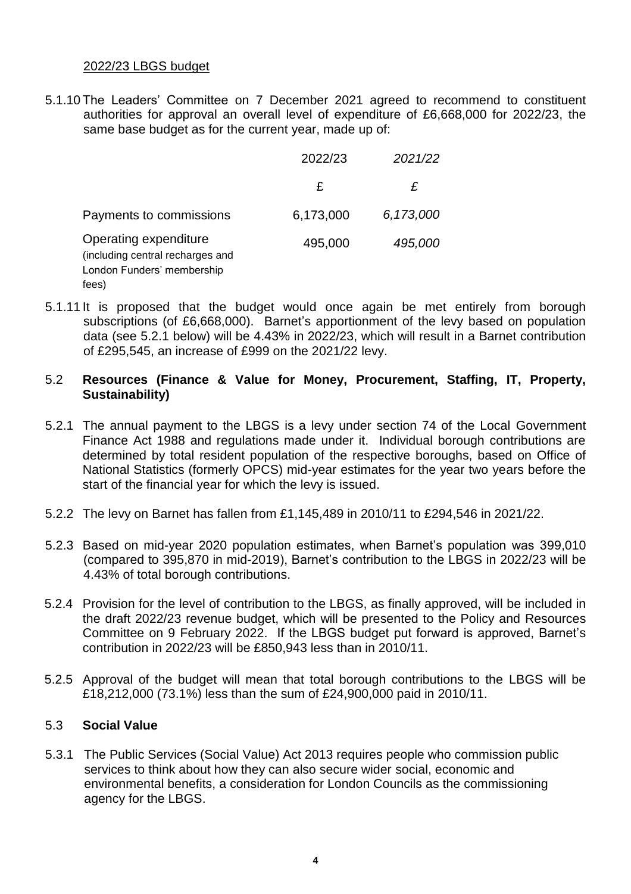2022/23 LBGS budget

5.1.10 The Leaders' Committee on 7 December 2021 agreed to recommend to constituent authorities for approval an overall level of expenditure of £6,668,000 for 2022/23, the same base budget as for the current year, made up of:

| | 2022/23 | *2021/22* |
|---|---|---|
| | £ | *£* |
| Payments to commissions | 6,173,000 | *6,173,000* |
| Operating expenditure (including central recharges and London Funders' membership fees) | 495,000 | *495,000* |

5.1.11 It is proposed that the budget would once again be met entirely from borough subscriptions (of £6,668,000). Barnet's apportionment of the levy based on population data (see 5.2.1 below) will be 4.43% in 2022/23, which will result in a Barnet contribution of £295,545, an increase of £999 on the 2021/22 levy.

5.2 **Resources (Finance & Value for Money, Procurement, Staffing, IT, Property, Sustainability)**

5.2.1 The annual payment to the LBGS is a levy under section 74 of the Local Government Finance Act 1988 and regulations made under it. Individual borough contributions are determined by total resident population of the respective boroughs, based on Office of National Statistics (formerly OPCS) mid-year estimates for the year two years before the start of the financial year for which the levy is issued.

5.2.2 The levy on Barnet has fallen from £1,145,489 in 2010/11 to £294,546 in 2021/22.

5.2.3 Based on mid-year 2020 population estimates, when Barnet's population was 399,010 (compared to 395,870 in mid-2019), Barnet's contribution to the LBGS in 2022/23 will be 4.43% of total borough contributions.

5.2.4 Provision for the level of contribution to the LBGS, as finally approved, will be included in the draft 2022/23 revenue budget, which will be presented to the Policy and Resources Committee on 9 February 2022. If the LBGS budget put forward is approved, Barnet's contribution in 2022/23 will be £850,943 less than in 2010/11.

5.2.5 Approval of the budget will mean that total borough contributions to the LBGS will be £18,212,000 (73.1%) less than the sum of £24,900,000 paid in 2010/11.

5.3 **Social Value**

5.3.1 The Public Services (Social Value) Act 2013 requires people who commission public services to think about how they can also secure wider social, economic and environmental benefits, a consideration for London Councils as the commissioning agency for the LBGS.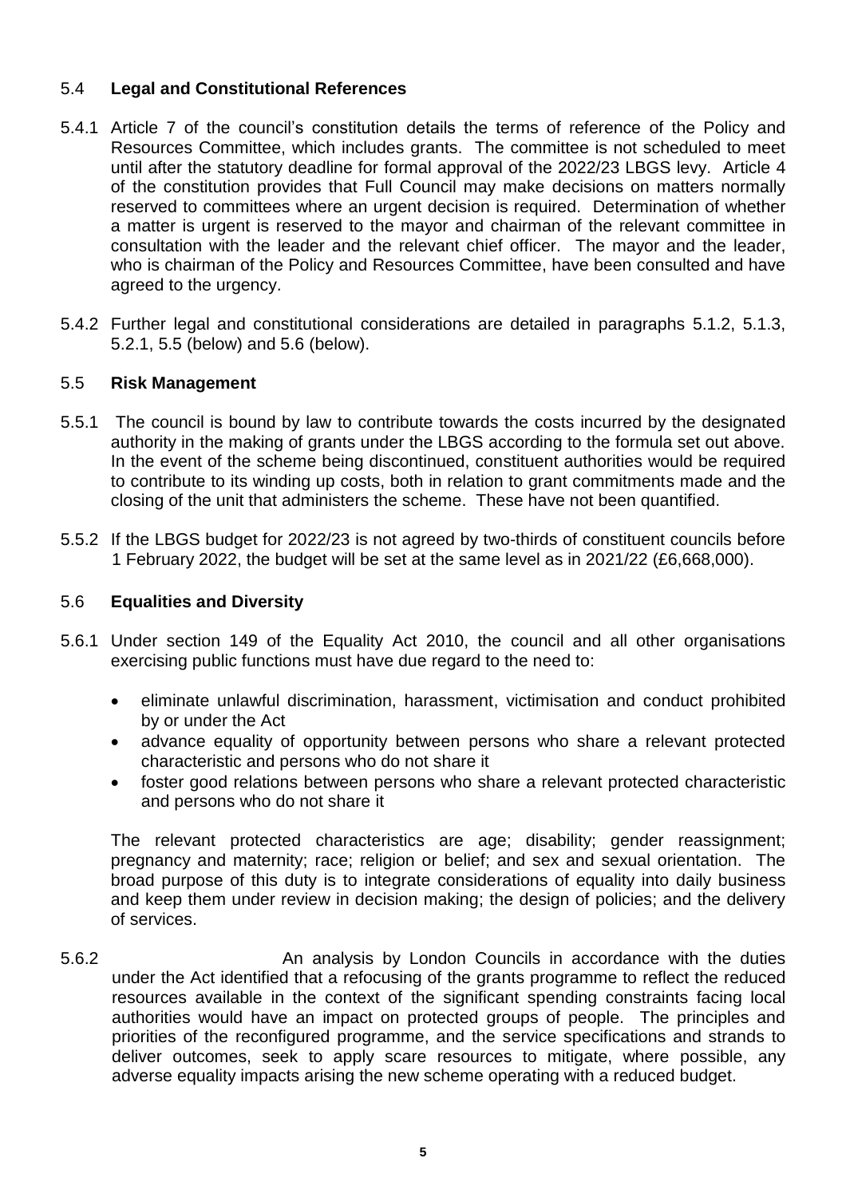## 5.4 **Legal and Constitutional References**

5.4.1 Article 7 of the council's constitution details the terms of reference of the Policy and Resources Committee, which includes grants. The committee is not scheduled to meet until after the statutory deadline for formal approval of the 2022/23 LBGS levy. Article 4 of the constitution provides that Full Council may make decisions on matters normally reserved to committees where an urgent decision is required. Determination of whether a matter is urgent is reserved to the mayor and chairman of the relevant committee in consultation with the leader and the relevant chief officer. The mayor and the leader, who is chairman of the Policy and Resources Committee, have been consulted and have agreed to the urgency.

5.4.2 Further legal and constitutional considerations are detailed in paragraphs 5.1.2, 5.1.3, 5.2.1, 5.5 (below) and 5.6 (below).

## 5.5 **Risk Management**

5.5.1 The council is bound by law to contribute towards the costs incurred by the designated authority in the making of grants under the LBGS according to the formula set out above. In the event of the scheme being discontinued, constituent authorities would be required to contribute to its winding up costs, both in relation to grant commitments made and the closing of the unit that administers the scheme. These have not been quantified.

5.5.2 If the LBGS budget for 2022/23 is not agreed by two-thirds of constituent councils before 1 February 2022, the budget will be set at the same level as in 2021/22 (£6,668,000).

## 5.6 **Equalities and Diversity**

5.6.1 Under section 149 of the Equality Act 2010, the council and all other organisations exercising public functions must have due regard to the need to:

- eliminate unlawful discrimination, harassment, victimisation and conduct prohibited by or under the Act
- advance equality of opportunity between persons who share a relevant protected characteristic and persons who do not share it
- foster good relations between persons who share a relevant protected characteristic and persons who do not share it

The relevant protected characteristics are age; disability; gender reassignment; pregnancy and maternity; race; religion or belief; and sex and sexual orientation. The broad purpose of this duty is to integrate considerations of equality into daily business and keep them under review in decision making; the design of policies; and the delivery of services.

5.6.2 An analysis by London Councils in accordance with the duties under the Act identified that a refocusing of the grants programme to reflect the reduced resources available in the context of the significant spending constraints facing local authorities would have an impact on protected groups of people. The principles and priorities of the reconfigured programme, and the service specifications and strands to deliver outcomes, seek to apply scare resources to mitigate, where possible, any adverse equality impacts arising the new scheme operating with a reduced budget.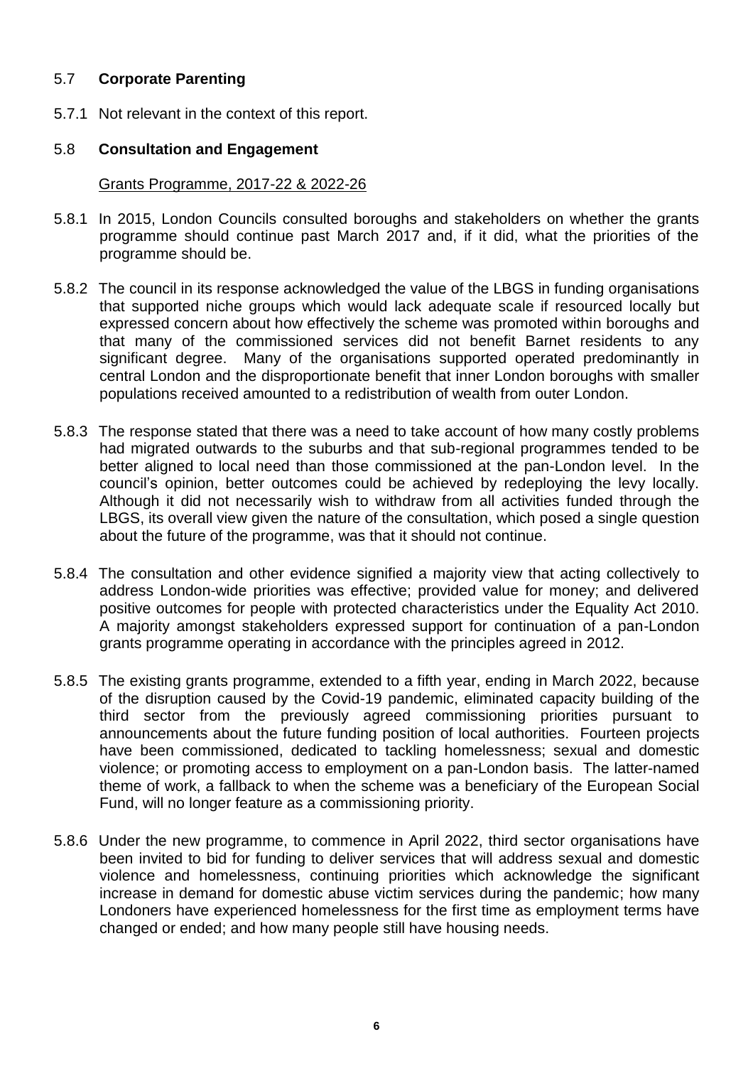## 5.7 **Corporate Parenting**

5.7.1 Not relevant in the context of this report.

## 5.8 **Consultation and Engagement**

Grants Programme, 2017-22 & 2022-26

5.8.1 In 2015, London Councils consulted boroughs and stakeholders on whether the grants programme should continue past March 2017 and, if it did, what the priorities of the programme should be.

5.8.2 The council in its response acknowledged the value of the LBGS in funding organisations that supported niche groups which would lack adequate scale if resourced locally but expressed concern about how effectively the scheme was promoted within boroughs and that many of the commissioned services did not benefit Barnet residents to any significant degree. Many of the organisations supported operated predominantly in central London and the disproportionate benefit that inner London boroughs with smaller populations received amounted to a redistribution of wealth from outer London.

5.8.3 The response stated that there was a need to take account of how many costly problems had migrated outwards to the suburbs and that sub-regional programmes tended to be better aligned to local need than those commissioned at the pan-London level. In the council's opinion, better outcomes could be achieved by redeploying the levy locally. Although it did not necessarily wish to withdraw from all activities funded through the LBGS, its overall view given the nature of the consultation, which posed a single question about the future of the programme, was that it should not continue.

5.8.4 The consultation and other evidence signified a majority view that acting collectively to address London-wide priorities was effective; provided value for money; and delivered positive outcomes for people with protected characteristics under the Equality Act 2010. A majority amongst stakeholders expressed support for continuation of a pan-London grants programme operating in accordance with the principles agreed in 2012.

5.8.5 The existing grants programme, extended to a fifth year, ending in March 2022, because of the disruption caused by the Covid-19 pandemic, eliminated capacity building of the third sector from the previously agreed commissioning priorities pursuant to announcements about the future funding position of local authorities. Fourteen projects have been commissioned, dedicated to tackling homelessness; sexual and domestic violence; or promoting access to employment on a pan-London basis. The latter-named theme of work, a fallback to when the scheme was a beneficiary of the European Social Fund, will no longer feature as a commissioning priority.

5.8.6 Under the new programme, to commence in April 2022, third sector organisations have been invited to bid for funding to deliver services that will address sexual and domestic violence and homelessness, continuing priorities which acknowledge the significant increase in demand for domestic abuse victim services during the pandemic; how many Londoners have experienced homelessness for the first time as employment terms have changed or ended; and how many people still have housing needs.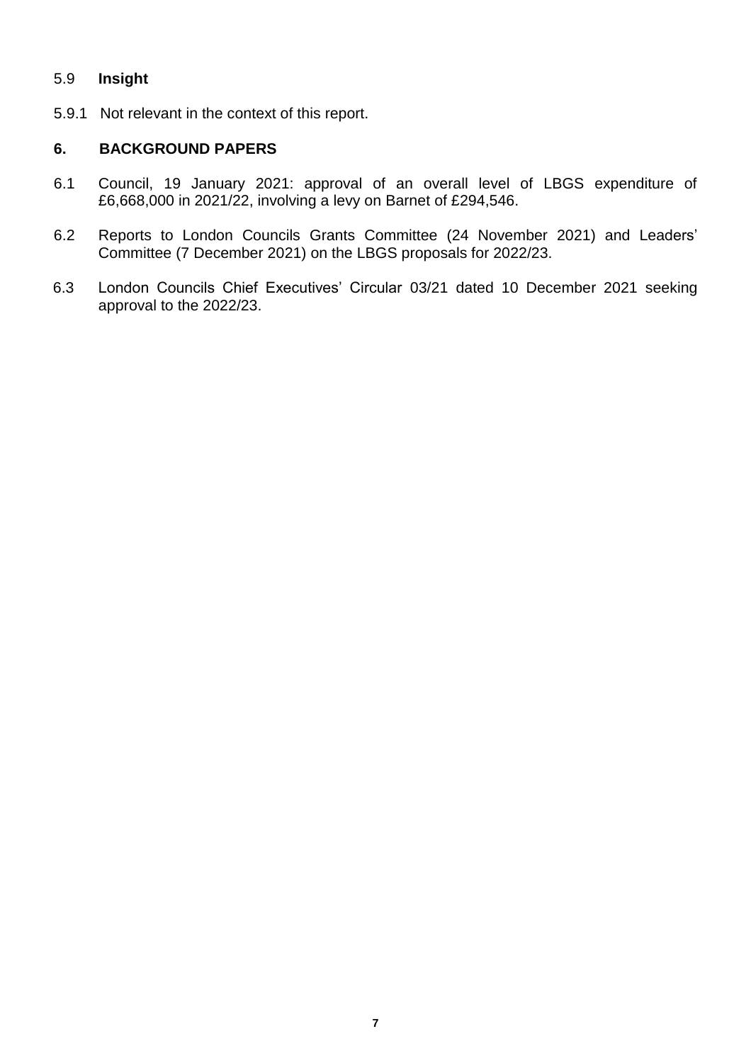### 5.9 **Insight**

5.9.1 Not relevant in the context of this report.

## 6. BACKGROUND PAPERS

6.1 Council, 19 January 2021: approval of an overall level of LBGS expenditure of £6,668,000 in 2021/22, involving a levy on Barnet of £294,546.

6.2 Reports to London Councils Grants Committee (24 November 2021) and Leaders' Committee (7 December 2021) on the LBGS proposals for 2022/23.

6.3 London Councils Chief Executives' Circular 03/21 dated 10 December 2021 seeking approval to the 2022/23.